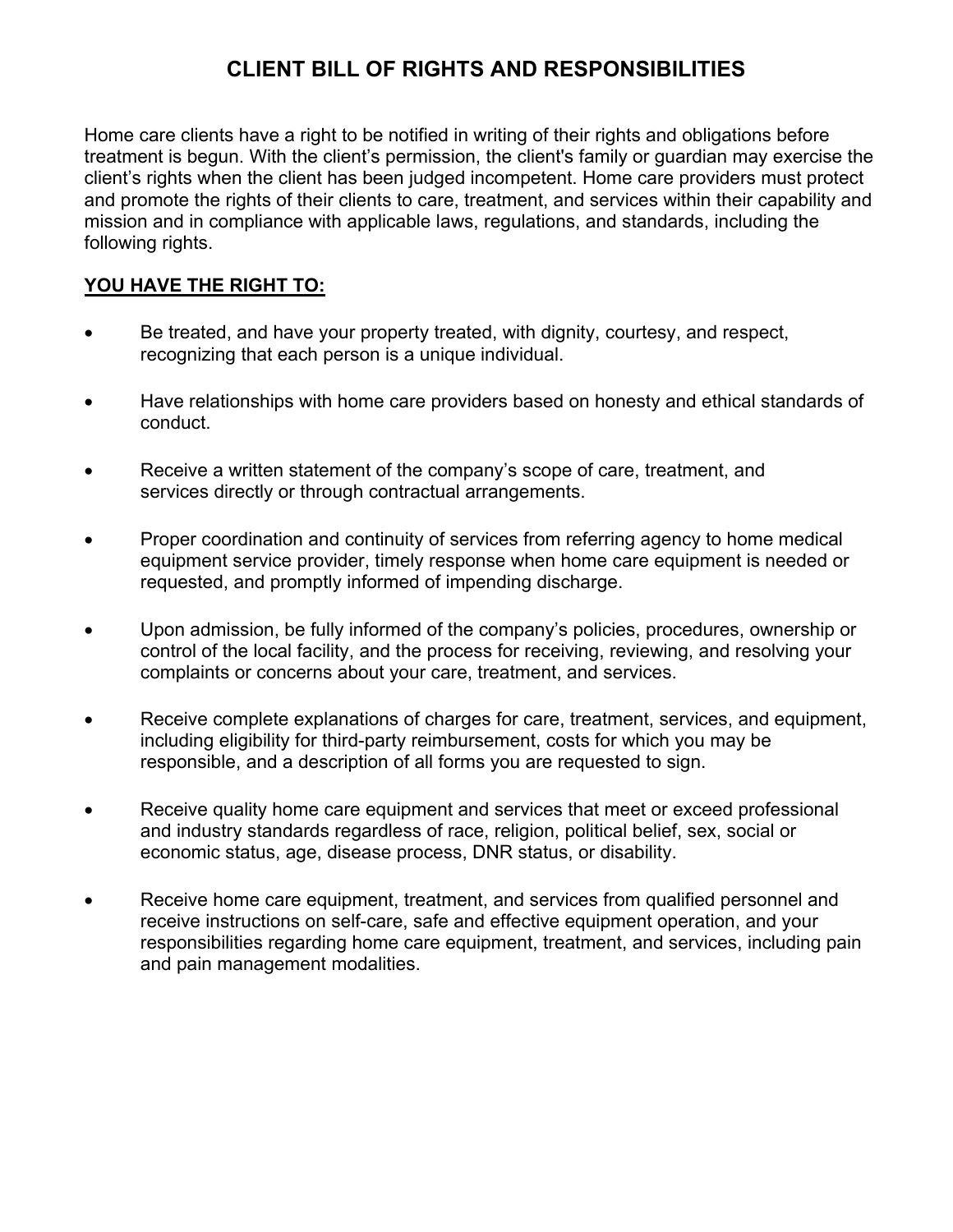# CLIENT BILL OF RIGHTS AND RESPONSIBILITIES

Home care clients have a right to be notified in writing of their rights and obligations before treatment is begun. With the client's permission, the client's family or guardian may exercise the client's rights when the client has been judged incompetent. Home care providers must protect and promote the rights of their clients to care, treatment, and services within their capability and mission and in compliance with applicable laws, regulations, and standards, including the following rights.

**<u>YOU HAVE THE RIGHT TO:</u>**

- Be treated, and have your property treated, with dignity, courtesy, and respect, recognizing that each person is a unique individual.
- Have relationships with home care providers based on honesty and ethical standards of conduct.
- Receive a written statement of the company's scope of care, treatment, and services directly or through contractual arrangements.
- Proper coordination and continuity of services from referring agency to home medical equipment service provider, timely response when home care equipment is needed or requested, and promptly informed of impending discharge.
- Upon admission, be fully informed of the company's policies, procedures, ownership or control of the local facility, and the process for receiving, reviewing, and resolving your complaints or concerns about your care, treatment, and services.
- Receive complete explanations of charges for care, treatment, services, and equipment, including eligibility for third-party reimbursement, costs for which you may be responsible, and a description of all forms you are requested to sign.
- Receive quality home care equipment and services that meet or exceed professional and industry standards regardless of race, religion, political belief, sex, social or economic status, age, disease process, DNR status, or disability.
- Receive home care equipment, treatment, and services from qualified personnel and receive instructions on self-care, safe and effective equipment operation, and your responsibilities regarding home care equipment, treatment, and services, including pain and pain management modalities.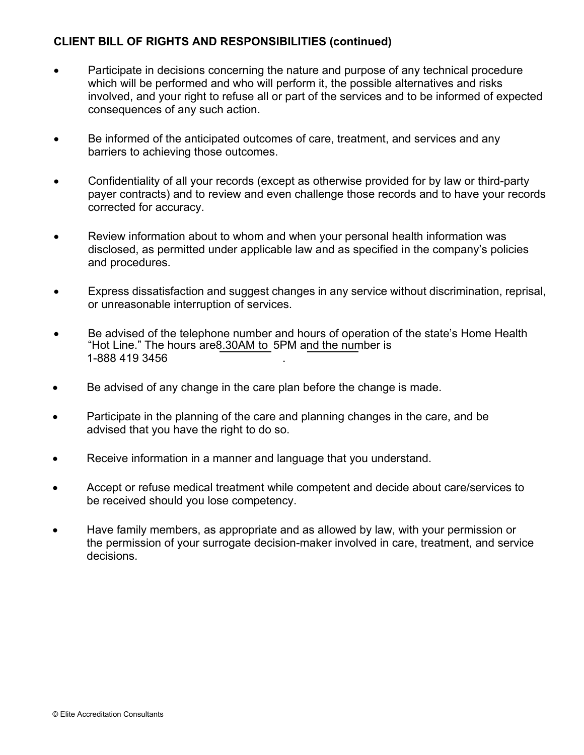**CLIENT BILL OF RIGHTS AND RESPONSIBILITIES (continued)**

- Participate in decisions concerning the nature and purpose of any technical procedure which will be performed and who will perform it, the possible alternatives and risks involved, and your right to refuse all or part of the services and to be informed of expected consequences of any such action.

- Be informed of the anticipated outcomes of care, treatment, and services and any barriers to achieving those outcomes.

- Confidentiality of all your records (except as otherwise provided for by law or third-party payer contracts) and to review and even challenge those records and to have your records corrected for accuracy.

- Review information about to whom and when your personal health information was disclosed, as permitted under applicable law and as specified in the company's policies and procedures.

- Express dissatisfaction and suggest changes in any service without discrimination, reprisal, or unreasonable interruption of services.

- Be advised of the telephone number and hours of operation of the state's Home Health "Hot Line." The hours are8.30AM to 5PM and the number is 1-888 419 3456 .

- Be advised of any change in the care plan before the change is made.

- Participate in the planning of the care and planning changes in the care, and be advised that you have the right to do so.

- Receive information in a manner and language that you understand.

- Accept or refuse medical treatment while competent and decide about care/services to be received should you lose competency.

- Have family members, as appropriate and as allowed by law, with your permission or the permission of your surrogate decision-maker involved in care, treatment, and service decisions.

© Elite Accreditation Consultants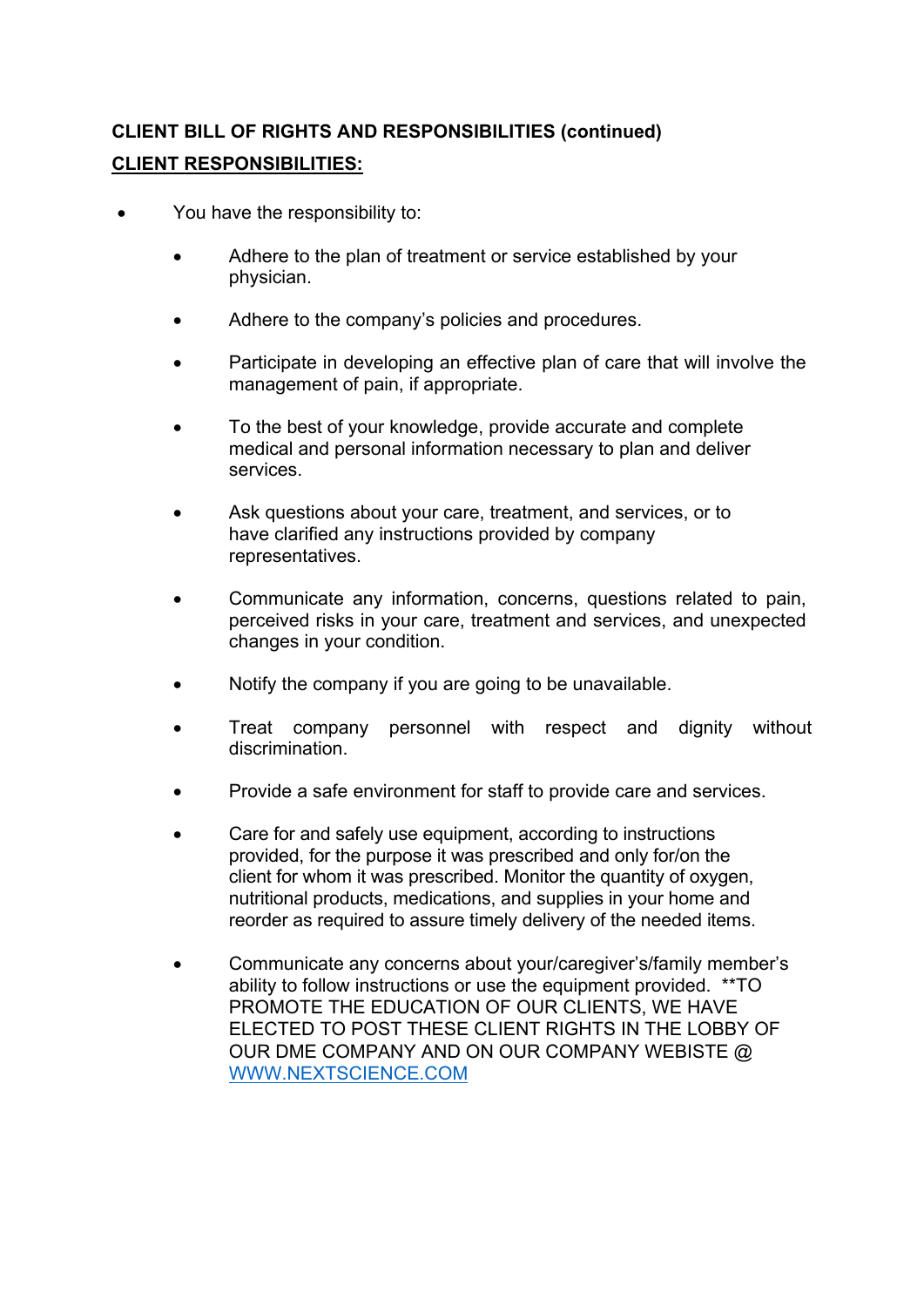**CLIENT BILL OF RIGHTS AND RESPONSIBILITIES (continued)**

**CLIENT RESPONSIBILITIES:**

- You have the responsibility to:
  - Adhere to the plan of treatment or service established by your physician.
  - Adhere to the company's policies and procedures.
  - Participate in developing an effective plan of care that will involve the management of pain, if appropriate.
  - To the best of your knowledge, provide accurate and complete medical and personal information necessary to plan and deliver services.
  - Ask questions about your care, treatment, and services, or to have clarified any instructions provided by company representatives.
  - Communicate any information, concerns, questions related to pain, perceived risks in your care, treatment and services, and unexpected changes in your condition.
  - Notify the company if you are going to be unavailable.
  - Treat company personnel with respect and dignity without discrimination.
  - Provide a safe environment for staff to provide care and services.
  - Care for and safely use equipment, according to instructions provided, for the purpose it was prescribed and only for/on the client for whom it was prescribed. Monitor the quantity of oxygen, nutritional products, medications, and supplies in your home and reorder as required to assure timely delivery of the needed items.
  - Communicate any concerns about your/caregiver's/family member's ability to follow instructions or use the equipment provided. **TO PROMOTE THE EDUCATION OF OUR CLIENTS, WE HAVE ELECTED TO POST THESE CLIENT RIGHTS IN THE LOBBY OF OUR DME COMPANY AND ON OUR COMPANY WEBISTE @ [WWW.NEXTSCIENCE.COM](http://WWW.NEXTSCIENCE.COM)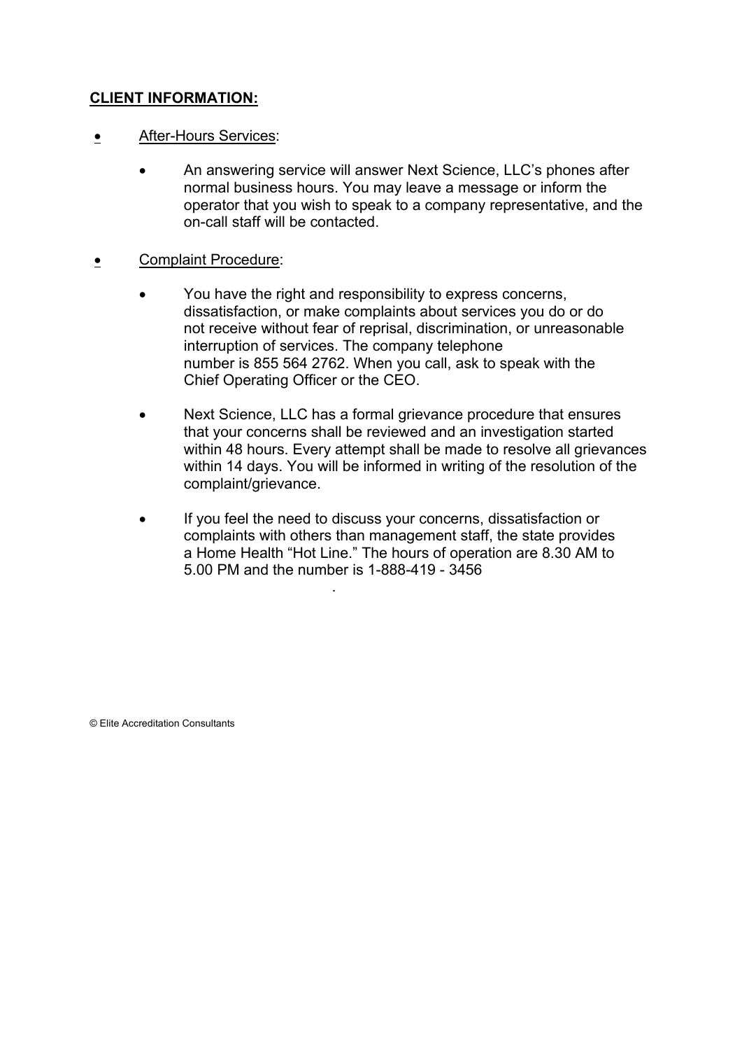**CLIENT INFORMATION:**

- After-Hours Services:
    - An answering service will answer Next Science, LLC's phones after normal business hours. You may leave a message or inform the operator that you wish to speak to a company representative, and the on-call staff will be contacted.

- Complaint Procedure:
    - You have the right and responsibility to express concerns, dissatisfaction, or make complaints about services you do or do not receive without fear of reprisal, discrimination, or unreasonable interruption of services. The company telephone number is 855 564 2762. When you call, ask to speak with the Chief Operating Officer or the CEO.
    - Next Science, LLC has a formal grievance procedure that ensures that your concerns shall be reviewed and an investigation started within 48 hours. Every attempt shall be made to resolve all grievances within 14 days. You will be informed in writing of the resolution of the complaint/grievance.
    - If you feel the need to discuss your concerns, dissatisfaction or complaints with others than management staff, the state provides a Home Health "Hot Line." The hours of operation are 8.30 AM to 5.00 PM and the number is 1-888-419 - 3456

© Elite Accreditation Consultants